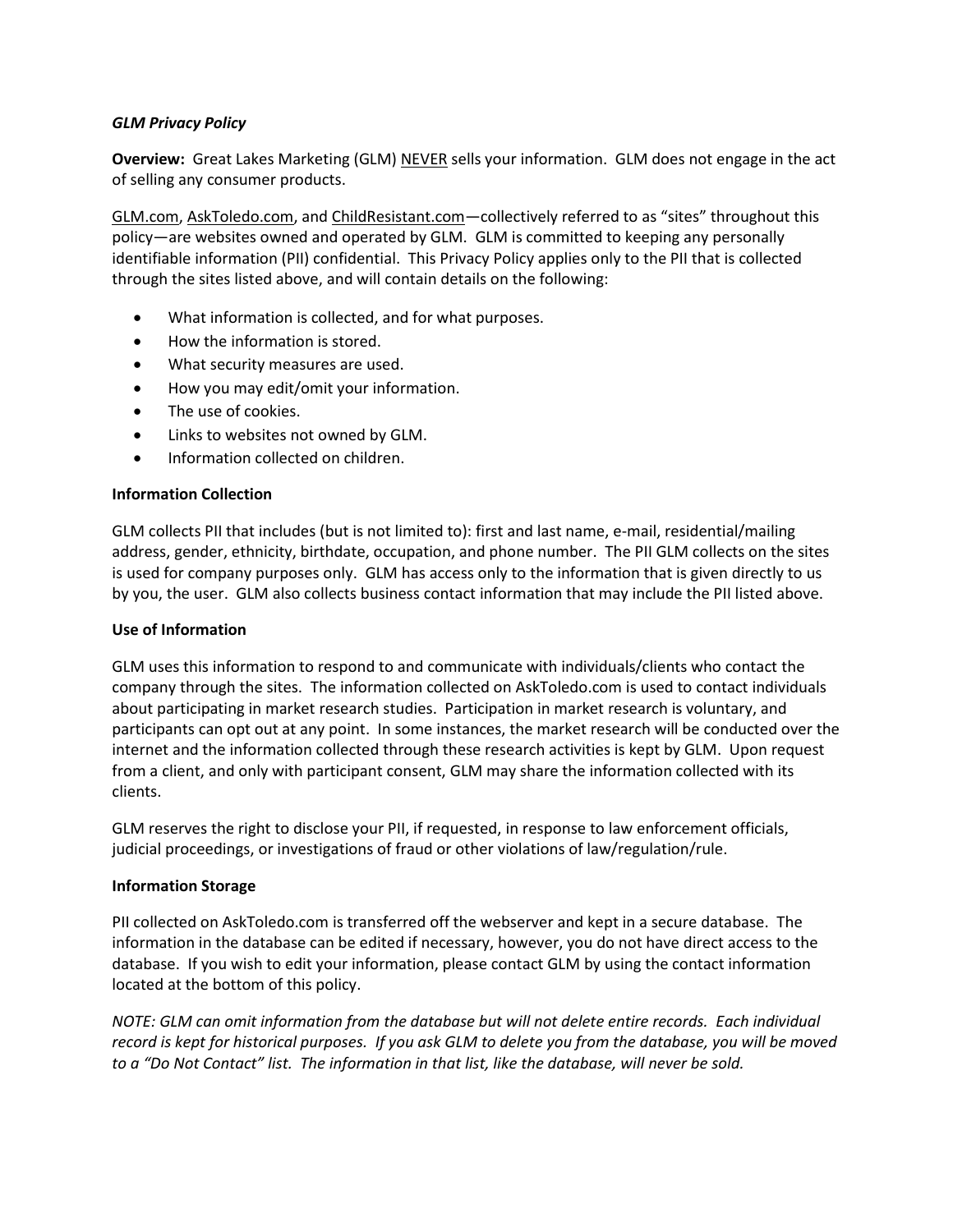***GLM Privacy Policy***

**Overview:** Great Lakes Marketing (GLM) NEVER sells your information. GLM does not engage in the act of selling any consumer products.

GLM.com, AskToledo.com, and ChildResistant.com—collectively referred to as "sites" throughout this policy—are websites owned and operated by GLM. GLM is committed to keeping any personally identifiable information (PII) confidential. This Privacy Policy applies only to the PII that is collected through the sites listed above, and will contain details on the following:

- What information is collected, and for what purposes.
- How the information is stored.
- What security measures are used.
- How you may edit/omit your information.
- The use of cookies.
- Links to websites not owned by GLM.
- Information collected on children.

**Information Collection**

GLM collects PII that includes (but is not limited to): first and last name, e-mail, residential/mailing address, gender, ethnicity, birthdate, occupation, and phone number. The PII GLM collects on the sites is used for company purposes only. GLM has access only to the information that is given directly to us by you, the user. GLM also collects business contact information that may include the PII listed above.

**Use of Information**

GLM uses this information to respond to and communicate with individuals/clients who contact the company through the sites. The information collected on AskToledo.com is used to contact individuals about participating in market research studies. Participation in market research is voluntary, and participants can opt out at any point. In some instances, the market research will be conducted over the internet and the information collected through these research activities is kept by GLM. Upon request from a client, and only with participant consent, GLM may share the information collected with its clients.

GLM reserves the right to disclose your PII, if requested, in response to law enforcement officials, judicial proceedings, or investigations of fraud or other violations of law/regulation/rule.

**Information Storage**

PII collected on AskToledo.com is transferred off the webserver and kept in a secure database. The information in the database can be edited if necessary, however, you do not have direct access to the database. If you wish to edit your information, please contact GLM by using the contact information located at the bottom of this policy.

*NOTE: GLM can omit information from the database but will not delete entire records. Each individual record is kept for historical purposes. If you ask GLM to delete you from the database, you will be moved to a "Do Not Contact" list. The information in that list, like the database, will never be sold.*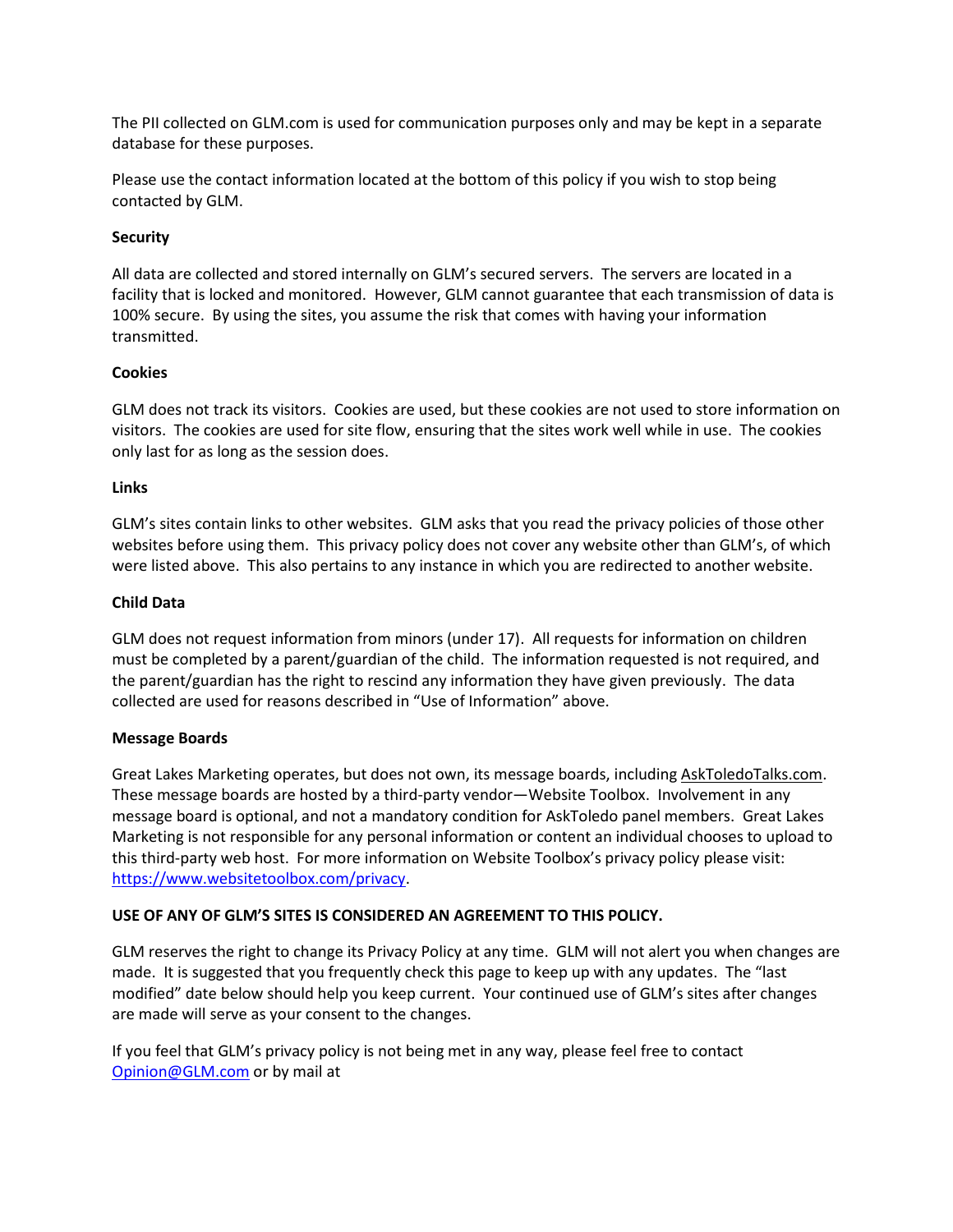The PII collected on GLM.com is used for communication purposes only and may be kept in a separate database for these purposes.

Please use the contact information located at the bottom of this policy if you wish to stop being contacted by GLM.

**Security**

All data are collected and stored internally on GLM's secured servers. The servers are located in a facility that is locked and monitored. However, GLM cannot guarantee that each transmission of data is 100% secure. By using the sites, you assume the risk that comes with having your information transmitted.

**Cookies**

GLM does not track its visitors. Cookies are used, but these cookies are not used to store information on visitors. The cookies are used for site flow, ensuring that the sites work well while in use. The cookies only last for as long as the session does.

**Links**

GLM's sites contain links to other websites. GLM asks that you read the privacy policies of those other websites before using them. This privacy policy does not cover any website other than GLM's, of which were listed above. This also pertains to any instance in which you are redirected to another website.

**Child Data**

GLM does not request information from minors (under 17). All requests for information on children must be completed by a parent/guardian of the child. The information requested is not required, and the parent/guardian has the right to rescind any information they have given previously. The data collected are used for reasons described in "Use of Information" above.

**Message Boards**

Great Lakes Marketing operates, but does not own, its message boards, including AskToledoTalks.com. These message boards are hosted by a third-party vendor—Website Toolbox. Involvement in any message board is optional, and not a mandatory condition for AskToledo panel members. Great Lakes Marketing is not responsible for any personal information or content an individual chooses to upload to this third-party web host. For more information on Website Toolbox's privacy policy please visit: https://www.websitetoolbox.com/privacy.

**USE OF ANY OF GLM'S SITES IS CONSIDERED AN AGREEMENT TO THIS POLICY.**

GLM reserves the right to change its Privacy Policy at any time. GLM will not alert you when changes are made. It is suggested that you frequently check this page to keep up with any updates. The "last modified" date below should help you keep current. Your continued use of GLM's sites after changes are made will serve as your consent to the changes.

If you feel that GLM's privacy policy is not being met in any way, please feel free to contact Opinion@GLM.com or by mail at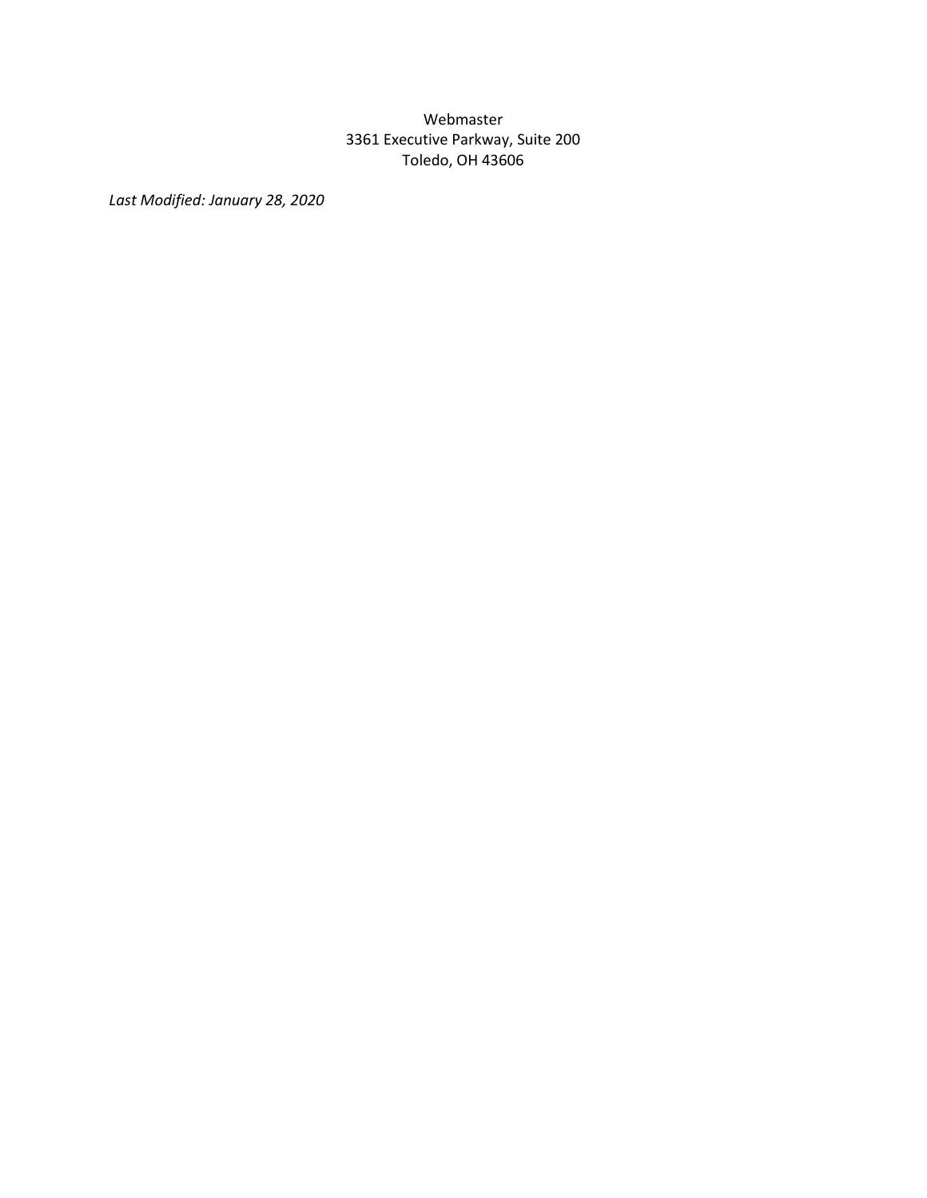Webmaster
3361 Executive Parkway, Suite 200
Toledo, OH 43606

*Last Modified: January 28, 2020*